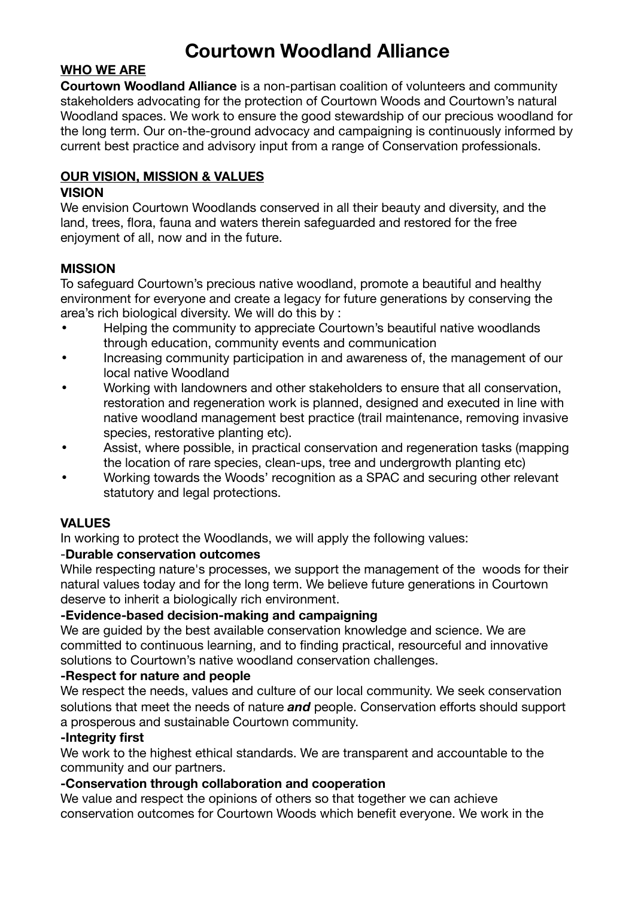# Courtown Woodland Alliance

## WHO WE ARE

**Courtown Woodland Alliance** is a non-partisan coalition of volunteers and community stakeholders advocating for the protection of Courtown Woods and Courtown's natural Woodland spaces. We work to ensure the good stewardship of our precious woodland for the long term. Our on-the-ground advocacy and campaigning is continuously informed by current best practice and advisory input from a range of Conservation professionals.

## OUR VISION, MISSION & VALUES

### VISION

We envision Courtown Woodlands conserved in all their beauty and diversity, and the land, trees, flora, fauna and waters therein safeguarded and restored for the free enjoyment of all, now and in the future.

### MISSION

To safeguard Courtown's precious native woodland, promote a beautiful and healthy environment for everyone and create a legacy for future generations by conserving the area's rich biological diversity. We will do this by :

- Helping the community to appreciate Courtown's beautiful native woodlands through education, community events and communication
- Increasing community participation in and awareness of, the management of our local native Woodland
- Working with landowners and other stakeholders to ensure that all conservation, restoration and regeneration work is planned, designed and executed in line with native woodland management best practice (trail maintenance, removing invasive species, restorative planting etc).
- Assist, where possible, in practical conservation and regeneration tasks (mapping the location of rare species, clean-ups, tree and undergrowth planting etc)
- Working towards the Woods' recognition as a SPAC and securing other relevant statutory and legal protections.

### VALUES

In working to protect the Woodlands, we will apply the following values:

**-Durable conservation outcomes**

While respecting nature's processes, we support the management of the woods for their natural values today and for the long term. We believe future generations in Courtown deserve to inherit a biologically rich environment.

**-Evidence-based decision-making and campaigning**

We are guided by the best available conservation knowledge and science. We are committed to continuous learning, and to finding practical, resourceful and innovative solutions to Courtown's native woodland conservation challenges.

**-Respect for nature and people**

We respect the needs, values and culture of our local community. We seek conservation solutions that meet the needs of nature ***and*** people. Conservation efforts should support a prosperous and sustainable Courtown community.

**-Integrity first**

We work to the highest ethical standards. We are transparent and accountable to the community and our partners.

**-Conservation through collaboration and cooperation**

We value and respect the opinions of others so that together we can achieve conservation outcomes for Courtown Woods which benefit everyone. We work in the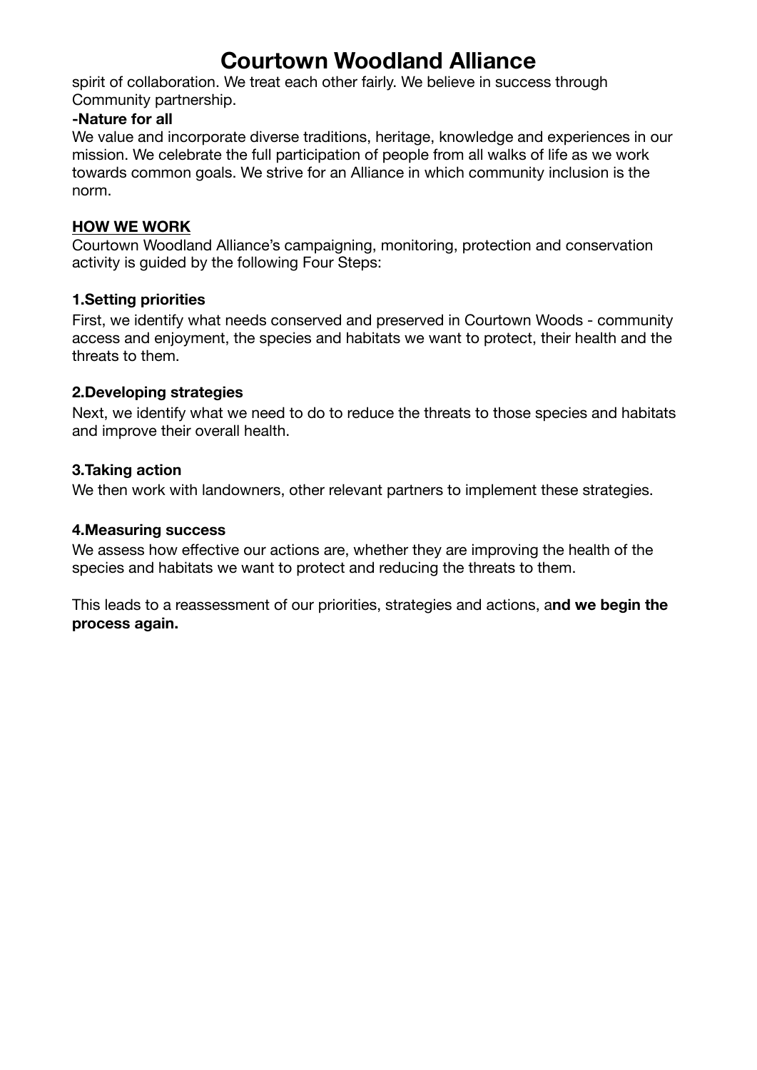spirit of collaboration. We treat each other fairly. We believe in success through Community partnership.

**-Nature for all**

We value and incorporate diverse traditions, heritage, knowledge and experiences in our mission. We celebrate the full participation of people from all walks of life as we work towards common goals. We strive for an Alliance in which community inclusion is the norm.

## HOW WE WORK

Courtown Woodland Alliance's campaigning, monitoring, protection and conservation activity is guided by the following Four Steps:

### 1.Setting priorities

First, we identify what needs conserved and preserved in Courtown Woods - community access and enjoyment, the species and habitats we want to protect, their health and the threats to them.

### 2.Developing strategies

Next, we identify what we need to do to reduce the threats to those species and habitats and improve their overall health.

### 3.Taking action

We then work with landowners, other relevant partners to implement these strategies.

### 4.Measuring success

We assess how effective our actions are, whether they are improving the health of the species and habitats we want to protect and reducing the threats to them.

This leads to a reassessment of our priorities, strategies and actions, a**nd we begin the process again.**